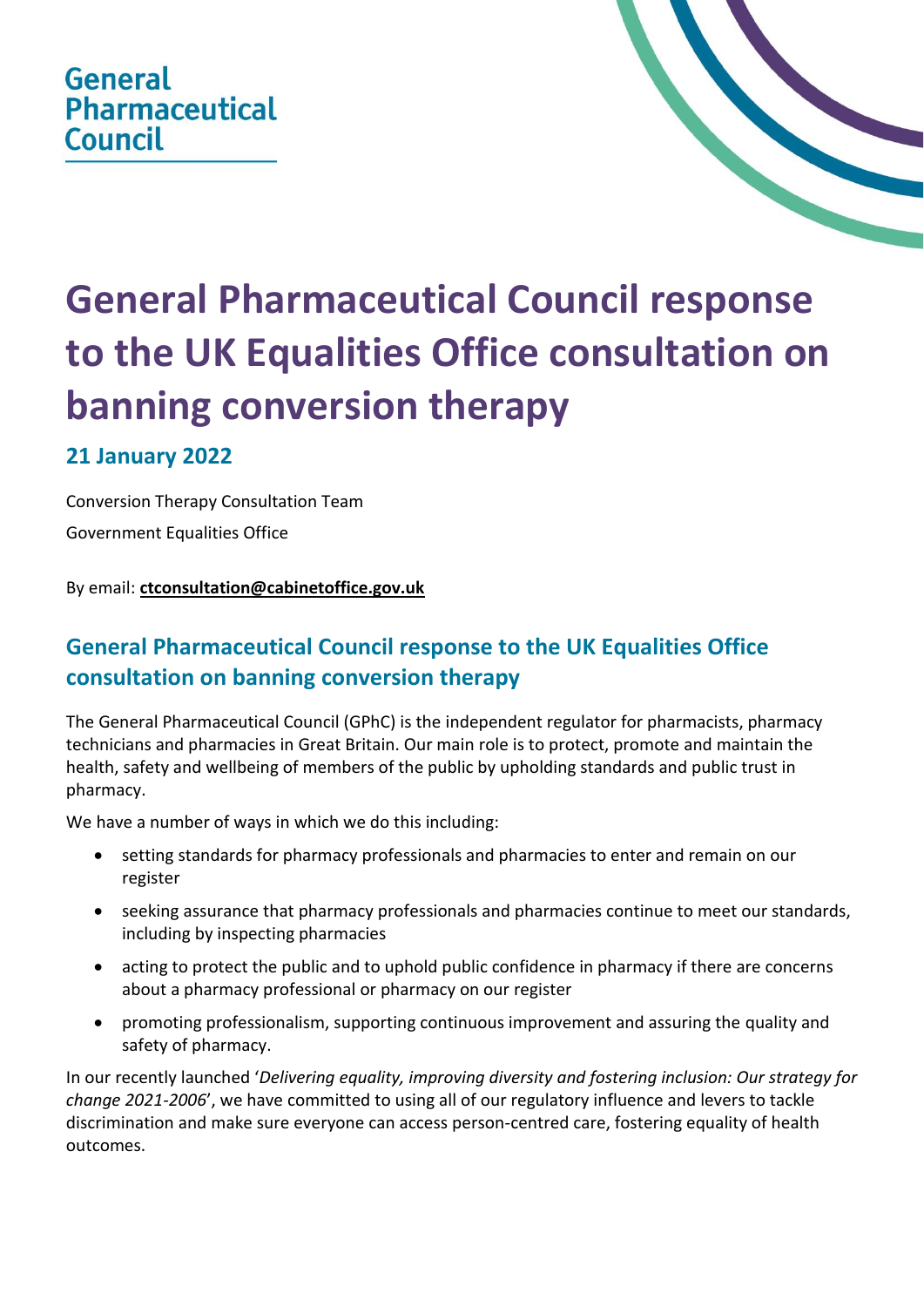General Pharmaceutical Council

# General Pharmaceutical Council response to the UK Equalities Office consultation on banning conversion therapy

### 21 January 2022

Conversion Therapy Consultation Team

Government Equalities Office

By email: **ctconsultation@cabinetoffice.gov.uk**

## General Pharmaceutical Council response to the UK Equalities Office consultation on banning conversion therapy

The General Pharmaceutical Council (GPhC) is the independent regulator for pharmacists, pharmacy technicians and pharmacies in Great Britain. Our main role is to protect, promote and maintain the health, safety and wellbeing of members of the public by upholding standards and public trust in pharmacy.

We have a number of ways in which we do this including:

- setting standards for pharmacy professionals and pharmacies to enter and remain on our register
- seeking assurance that pharmacy professionals and pharmacies continue to meet our standards, including by inspecting pharmacies
- acting to protect the public and to uphold public confidence in pharmacy if there are concerns about a pharmacy professional or pharmacy on our register
- promoting professionalism, supporting continuous improvement and assuring the quality and safety of pharmacy.

In our recently launched '*Delivering equality, improving diversity and fostering inclusion: Our strategy for change 2021-2006*', we have committed to using all of our regulatory influence and levers to tackle discrimination and make sure everyone can access person-centred care, fostering equality of health outcomes.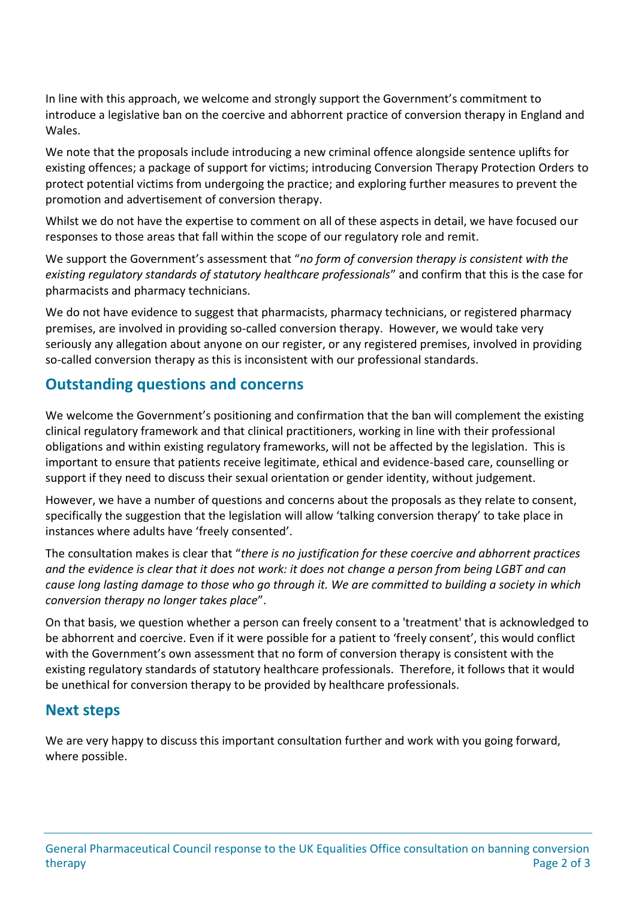In line with this approach, we welcome and strongly support the Government's commitment to introduce a legislative ban on the coercive and abhorrent practice of conversion therapy in England and Wales.

We note that the proposals include introducing a new criminal offence alongside sentence uplifts for existing offences; a package of support for victims; introducing Conversion Therapy Protection Orders to protect potential victims from undergoing the practice; and exploring further measures to prevent the promotion and advertisement of conversion therapy.

Whilst we do not have the expertise to comment on all of these aspects in detail, we have focused our responses to those areas that fall within the scope of our regulatory role and remit.

We support the Government's assessment that "*no form of conversion therapy is consistent with the existing regulatory standards of statutory healthcare professionals*" and confirm that this is the case for pharmacists and pharmacy technicians.

We do not have evidence to suggest that pharmacists, pharmacy technicians, or registered pharmacy premises, are involved in providing so-called conversion therapy. However, we would take very seriously any allegation about anyone on our register, or any registered premises, involved in providing so-called conversion therapy as this is inconsistent with our professional standards.

## Outstanding questions and concerns

We welcome the Government's positioning and confirmation that the ban will complement the existing clinical regulatory framework and that clinical practitioners, working in line with their professional obligations and within existing regulatory frameworks, will not be affected by the legislation. This is important to ensure that patients receive legitimate, ethical and evidence-based care, counselling or support if they need to discuss their sexual orientation or gender identity, without judgement.

However, we have a number of questions and concerns about the proposals as they relate to consent, specifically the suggestion that the legislation will allow 'talking conversion therapy' to take place in instances where adults have 'freely consented'.

The consultation makes is clear that "*there is no justification for these coercive and abhorrent practices and the evidence is clear that it does not work: it does not change a person from being LGBT and can cause long lasting damage to those who go through it. We are committed to building a society in which conversion therapy no longer takes place*".

On that basis, we question whether a person can freely consent to a 'treatment' that is acknowledged to be abhorrent and coercive. Even if it were possible for a patient to 'freely consent', this would conflict with the Government's own assessment that no form of conversion therapy is consistent with the existing regulatory standards of statutory healthcare professionals. Therefore, it follows that it would be unethical for conversion therapy to be provided by healthcare professionals.

## Next steps

We are very happy to discuss this important consultation further and work with you going forward, where possible.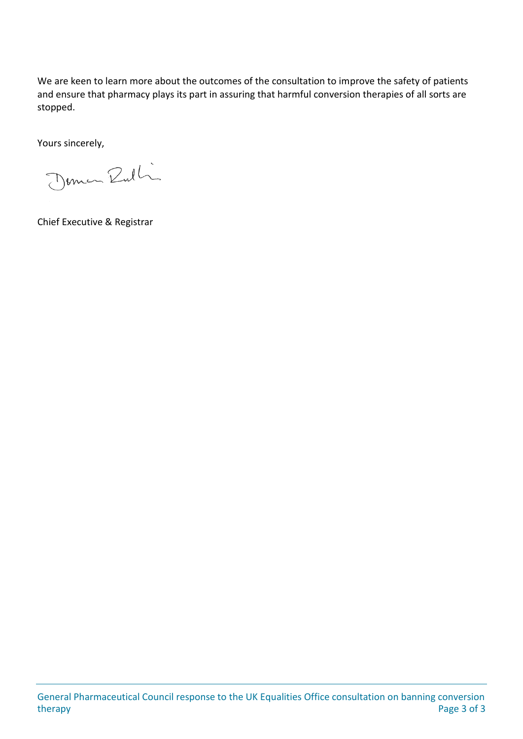We are keen to learn more about the outcomes of the consultation to improve the safety of patients and ensure that pharmacy plays its part in assuring that harmful conversion therapies of all sorts are stopped.

Yours sincerely,

Chief Executive & Registrar